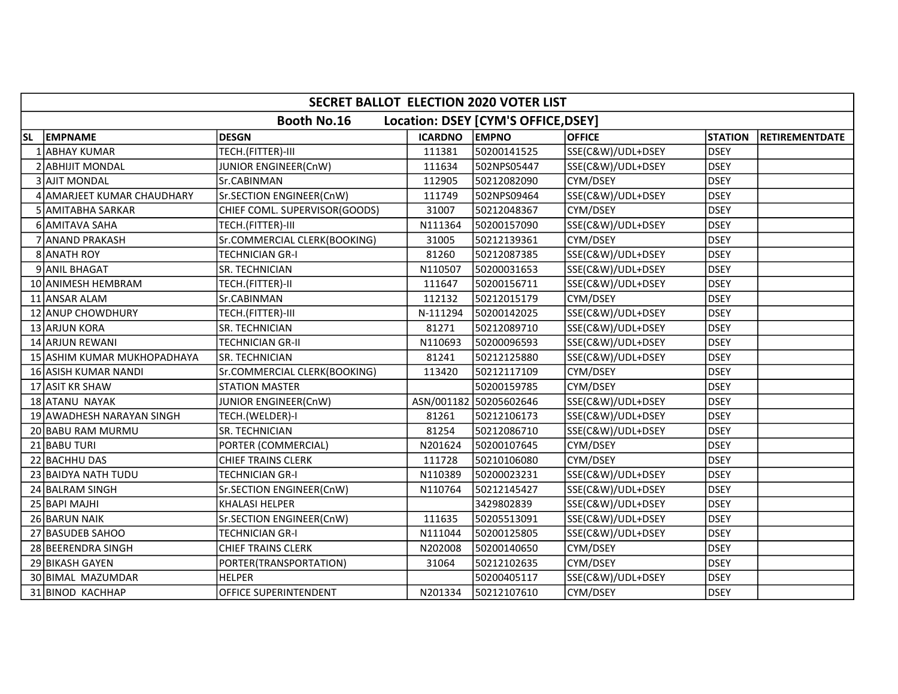| SECRET BALLOT ELECTION 2020 VOTER LIST | | | | | | | |
|---|---|---|---|---|---|---|---|
| Booth No.16 Location: DSEY [CYM'S OFFICE,DSEY] | | | | | | | |
| SL | EMPNAME | DESGN | ICARDNO | EMPNO | OFFICE | STATION | RETIREMENTDATE |
| 1 | ABHAY KUMAR | TECH.(FITTER)-III | 111381 | 50200141525 | SSE(C&W)/UDL+DSEY | DSEY | |
| 2 | ABHIJIT MONDAL | JUNIOR ENGINEER(CnW) | 111634 | 502NPS05447 | SSE(C&W)/UDL+DSEY | DSEY | |
| 3 | AJIT MONDAL | Sr.CABINMAN | 112905 | 50212082090 | CYM/DSEY | DSEY | |
| 4 | AMARJEET KUMAR CHAUDHARY | Sr.SECTION ENGINEER(CnW) | 111749 | 502NPS09464 | SSE(C&W)/UDL+DSEY | DSEY | |
| 5 | AMITABHA SARKAR | CHIEF COML. SUPERVISOR(GOODS) | 31007 | 50212048367 | CYM/DSEY | DSEY | |
| 6 | AMITAVA SAHA | TECH.(FITTER)-III | N111364 | 50200157090 | SSE(C&W)/UDL+DSEY | DSEY | |
| 7 | ANAND PRAKASH | Sr.COMMERCIAL CLERK(BOOKING) | 31005 | 50212139361 | CYM/DSEY | DSEY | |
| 8 | ANATH ROY | TECHNICIAN GR-I | 81260 | 50212087385 | SSE(C&W)/UDL+DSEY | DSEY | |
| 9 | ANIL BHAGAT | SR. TECHNICIAN | N110507 | 50200031653 | SSE(C&W)/UDL+DSEY | DSEY | |
| 10 | ANIMESH HEMBRAM | TECH.(FITTER)-II | 111647 | 50200156711 | SSE(C&W)/UDL+DSEY | DSEY | |
| 11 | ANSAR ALAM | Sr.CABINMAN | 112132 | 50212015179 | CYM/DSEY | DSEY | |
| 12 | ANUP CHOWDHURY | TECH.(FITTER)-III | N-111294 | 50200142025 | SSE(C&W)/UDL+DSEY | DSEY | |
| 13 | ARJUN KORA | SR. TECHNICIAN | 81271 | 50212089710 | SSE(C&W)/UDL+DSEY | DSEY | |
| 14 | ARJUN REWANI | TECHNICIAN GR-II | N110693 | 50200096593 | SSE(C&W)/UDL+DSEY | DSEY | |
| 15 | ASHIM KUMAR MUKHOPADHAYA | SR. TECHNICIAN | 81241 | 50212125880 | SSE(C&W)/UDL+DSEY | DSEY | |
| 16 | ASISH KUMAR NANDI | Sr.COMMERCIAL CLERK(BOOKING) | 113420 | 50212117109 | CYM/DSEY | DSEY | |
| 17 | ASIT KR SHAW | STATION MASTER | | 50200159785 | CYM/DSEY | DSEY | |
| 18 | ATANU NAYAK | JUNIOR ENGINEER(CnW) | ASN/001182 | 50205602646 | SSE(C&W)/UDL+DSEY | DSEY | |
| 19 | AWADHESH NARAYAN SINGH | TECH.(WELDER)-I | 81261 | 50212106173 | SSE(C&W)/UDL+DSEY | DSEY | |
| 20 | BABU RAM MURMU | SR. TECHNICIAN | 81254 | 50212086710 | SSE(C&W)/UDL+DSEY | DSEY | |
| 21 | BABU TURI | PORTER (COMMERCIAL) | N201624 | 50200107645 | CYM/DSEY | DSEY | |
| 22 | BACHHU DAS | CHIEF TRAINS CLERK | 111728 | 50210106080 | CYM/DSEY | DSEY | |
| 23 | BAIDYA NATH TUDU | TECHNICIAN GR-I | N110389 | 50200023231 | SSE(C&W)/UDL+DSEY | DSEY | |
| 24 | BALRAM SINGH | Sr.SECTION ENGINEER(CnW) | N110764 | 50212145427 | SSE(C&W)/UDL+DSEY | DSEY | |
| 25 | BAPI MAJHI | KHALASI HELPER | | 3429802839 | SSE(C&W)/UDL+DSEY | DSEY | |
| 26 | BARUN NAIK | Sr.SECTION ENGINEER(CnW) | 111635 | 50205513091 | SSE(C&W)/UDL+DSEY | DSEY | |
| 27 | BASUDEB SAHOO | TECHNICIAN GR-I | N111044 | 50200125805 | SSE(C&W)/UDL+DSEY | DSEY | |
| 28 | BEERENDRA SINGH | CHIEF TRAINS CLERK | N202008 | 50200140650 | CYM/DSEY | DSEY | |
| 29 | BIKASH GAYEN | PORTER(TRANSPORTATION) | 31064 | 50212102635 | CYM/DSEY | DSEY | |
| 30 | BIMAL MAZUMDAR | HELPER | | 50200405117 | SSE(C&W)/UDL+DSEY | DSEY | |
| 31 | BINOD KACHHAP | OFFICE SUPERINTENDENT | N201334 | 50212107610 | CYM/DSEY | DSEY | |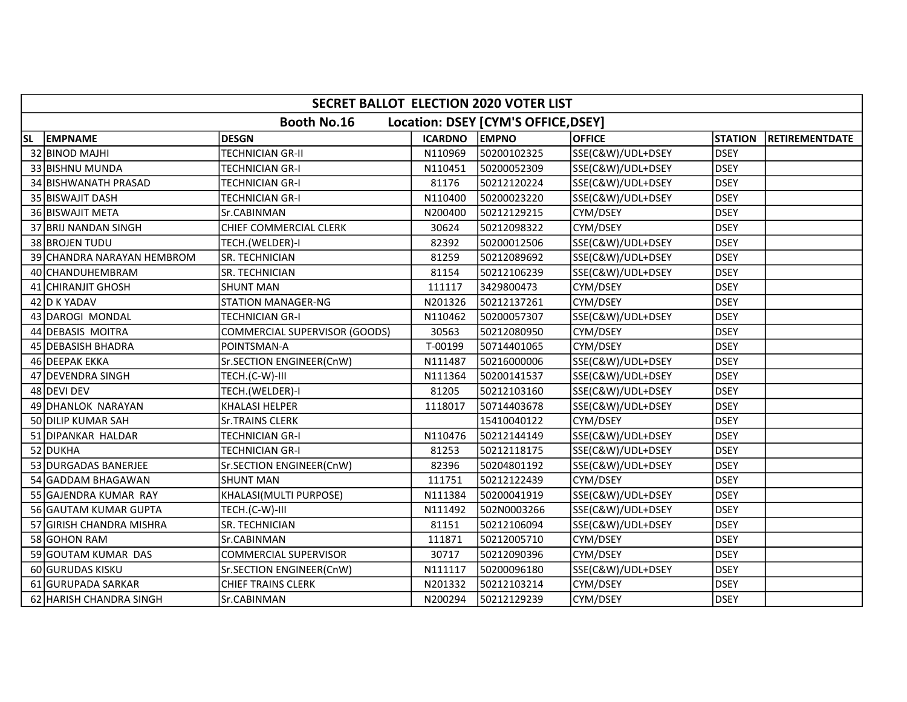| SECRET BALLOT ELECTION 2020 VOTER LIST | | | | | | | |
|---|---|---|---|---|---|---|---|
| Booth No.16 Location: DSEY [CYM'S OFFICE,DSEY] | | | | | | | |
| SL | EMPNAME | DESGN | ICARDNO | EMPNO | OFFICE | STATION | RETIREMENTDATE |
| 32 | BINOD MAJHI | TECHNICIAN GR-II | N110969 | 50200102325 | SSE(C&W)/UDL+DSEY | DSEY | |
| 33 | BISHNU MUNDA | TECHNICIAN GR-I | N110451 | 50200052309 | SSE(C&W)/UDL+DSEY | DSEY | |
| 34 | BISHWANATH PRASAD | TECHNICIAN GR-I | 81176 | 50212120224 | SSE(C&W)/UDL+DSEY | DSEY | |
| 35 | BISWAJIT DASH | TECHNICIAN GR-I | N110400 | 50200023220 | SSE(C&W)/UDL+DSEY | DSEY | |
| 36 | BISWAJIT META | Sr.CABINMAN | N200400 | 50212129215 | CYM/DSEY | DSEY | |
| 37 | BRIJ NANDAN SINGH | CHIEF COMMERCIAL CLERK | 30624 | 50212098322 | CYM/DSEY | DSEY | |
| 38 | BROJEN TUDU | TECH.(WELDER)-I | 82392 | 50200012506 | SSE(C&W)/UDL+DSEY | DSEY | |
| 39 | CHANDRA NARAYAN HEMBROM | SR. TECHNICIAN | 81259 | 50212089692 | SSE(C&W)/UDL+DSEY | DSEY | |
| 40 | CHANDUHEMBRAM | SR. TECHNICIAN | 81154 | 50212106239 | SSE(C&W)/UDL+DSEY | DSEY | |
| 41 | CHIRANJIT GHOSH | SHUNT MAN | 111117 | 3429800473 | CYM/DSEY | DSEY | |
| 42 | D K YADAV | STATION MANAGER-NG | N201326 | 50212137261 | CYM/DSEY | DSEY | |
| 43 | DAROGI MONDAL | TECHNICIAN GR-I | N110462 | 50200057307 | SSE(C&W)/UDL+DSEY | DSEY | |
| 44 | DEBASIS MOITRA | COMMERCIAL SUPERVISOR (GOODS) | 30563 | 50212080950 | CYM/DSEY | DSEY | |
| 45 | DEBASISH BHADRA | POINTSMAN-A | T-00199 | 50714401065 | CYM/DSEY | DSEY | |
| 46 | DEEPAK EKKA | Sr.SECTION ENGINEER(CnW) | N111487 | 50216000006 | SSE(C&W)/UDL+DSEY | DSEY | |
| 47 | DEVENDRA SINGH | TECH.(C-W)-III | N111364 | 50200141537 | SSE(C&W)/UDL+DSEY | DSEY | |
| 48 | DEVI DEV | TECH.(WELDER)-I | 81205 | 50212103160 | SSE(C&W)/UDL+DSEY | DSEY | |
| 49 | DHANLOK NARAYAN | KHALASI HELPER | 1118017 | 50714403678 | SSE(C&W)/UDL+DSEY | DSEY | |
| 50 | DILIP KUMAR SAH | Sr.TRAINS CLERK | | 15410040122 | CYM/DSEY | DSEY | |
| 51 | DIPANKAR HALDAR | TECHNICIAN GR-I | N110476 | 50212144149 | SSE(C&W)/UDL+DSEY | DSEY | |
| 52 | DUKHA | TECHNICIAN GR-I | 81253 | 50212118175 | SSE(C&W)/UDL+DSEY | DSEY | |
| 53 | DURGADAS BANERJEE | Sr.SECTION ENGINEER(CnW) | 82396 | 50204801192 | SSE(C&W)/UDL+DSEY | DSEY | |
| 54 | GADDAM BHAGAWAN | SHUNT MAN | 111751 | 50212122439 | CYM/DSEY | DSEY | |
| 55 | GAJENDRA KUMAR RAY | KHALASI(MULTI PURPOSE) | N111384 | 50200041919 | SSE(C&W)/UDL+DSEY | DSEY | |
| 56 | GAUTAM KUMAR GUPTA | TECH.(C-W)-III | N111492 | 502N0003266 | SSE(C&W)/UDL+DSEY | DSEY | |
| 57 | GIRISH CHANDRA MISHRA | SR. TECHNICIAN | 81151 | 50212106094 | SSE(C&W)/UDL+DSEY | DSEY | |
| 58 | GOHON RAM | Sr.CABINMAN | 111871 | 50212005710 | CYM/DSEY | DSEY | |
| 59 | GOUTAM KUMAR DAS | COMMERCIAL SUPERVISOR | 30717 | 50212090396 | CYM/DSEY | DSEY | |
| 60 | GURUDAS KISKU | Sr.SECTION ENGINEER(CnW) | N111117 | 50200096180 | SSE(C&W)/UDL+DSEY | DSEY | |
| 61 | GURUPADA SARKAR | CHIEF TRAINS CLERK | N201332 | 50212103214 | CYM/DSEY | DSEY | |
| 62 | HARISH CHANDRA SINGH | Sr.CABINMAN | N200294 | 50212129239 | CYM/DSEY | DSEY | |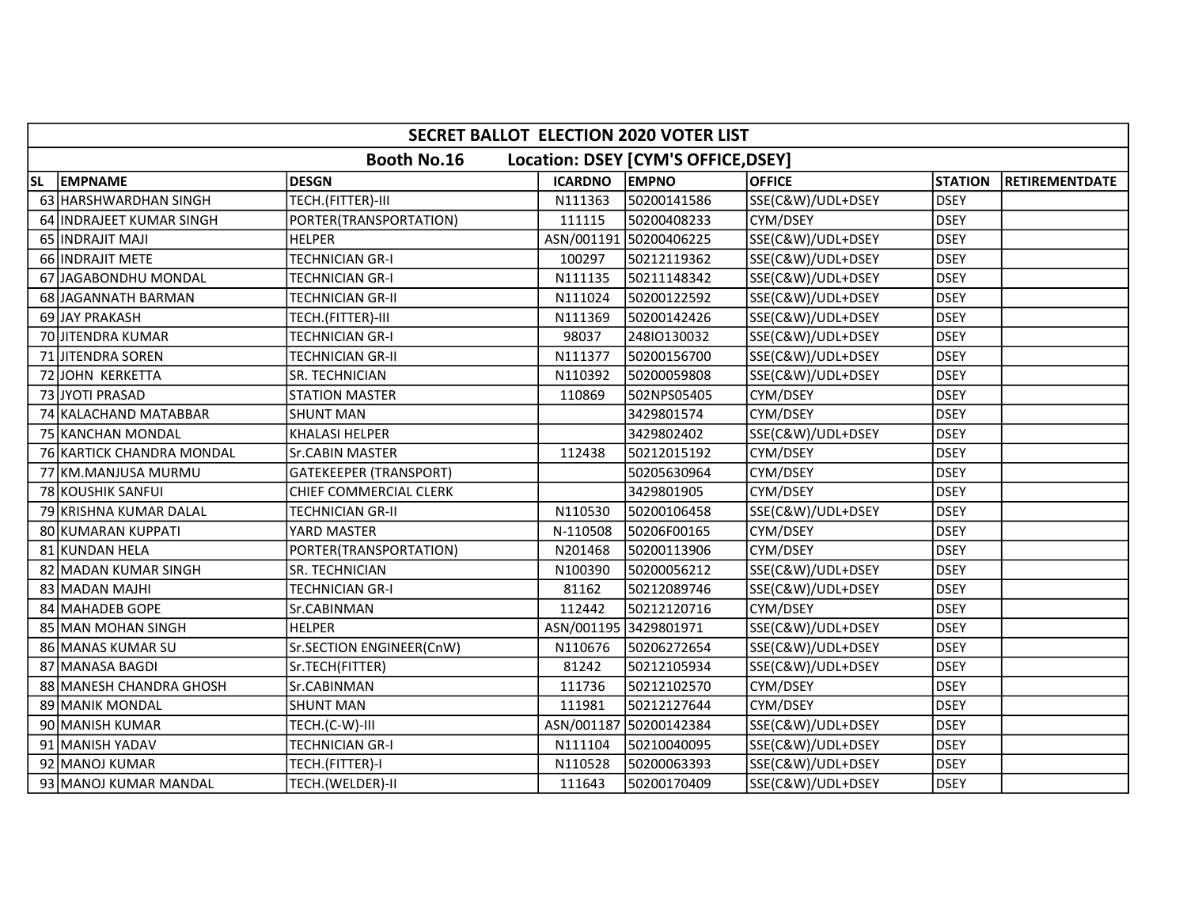## SECRET BALLOT ELECTION 2020 VOTER LIST

### Booth No.16 Location: DSEY [CYM'S OFFICE,DSEY]

| SL | EMPNAME | DESGN | ICARDNO | EMPNO | OFFICE | STATION | RETIREMENTDATE |
|---|---|---|---|---|---|---|---|
| 63 | HARSHWARDHAN SINGH | TECH.(FITTER)-III | N111363 | 50200141586 | SSE(C&W)/UDL+DSEY | DSEY | |
| 64 | INDRAJEET KUMAR SINGH | PORTER(TRANSPORTATION) | 111115 | 50200408233 | CYM/DSEY | DSEY | |
| 65 | INDRAJIT MAJI | HELPER | ASN/001191 | 50200406225 | SSE(C&W)/UDL+DSEY | DSEY | |
| 66 | INDRAJIT METE | TECHNICIAN GR-I | 100297 | 50212119362 | SSE(C&W)/UDL+DSEY | DSEY | |
| 67 | JAGABONDHU MONDAL | TECHNICIAN GR-I | N111135 | 50211148342 | SSE(C&W)/UDL+DSEY | DSEY | |
| 68 | JAGANNATH BARMAN | TECHNICIAN GR-II | N111024 | 50200122592 | SSE(C&W)/UDL+DSEY | DSEY | |
| 69 | JAY PRAKASH | TECH.(FITTER)-III | N111369 | 50200142426 | SSE(C&W)/UDL+DSEY | DSEY | |
| 70 | JITENDRA KUMAR | TECHNICIAN GR-I | 98037 | 248IO130032 | SSE(C&W)/UDL+DSEY | DSEY | |
| 71 | JITENDRA SOREN | TECHNICIAN GR-II | N111377 | 50200156700 | SSE(C&W)/UDL+DSEY | DSEY | |
| 72 | JOHN KERKETTA | SR. TECHNICIAN | N110392 | 50200059808 | SSE(C&W)/UDL+DSEY | DSEY | |
| 73 | JYOTI PRASAD | STATION MASTER | 110869 | 502NPS05405 | CYM/DSEY | DSEY | |
| 74 | KALACHAND MATABBAR | SHUNT MAN | | 3429801574 | CYM/DSEY | DSEY | |
| 75 | KANCHAN MONDAL | KHALASI HELPER | | 3429802402 | SSE(C&W)/UDL+DSEY | DSEY | |
| 76 | KARTICK CHANDRA MONDAL | Sr.CABIN MASTER | 112438 | 50212015192 | CYM/DSEY | DSEY | |
| 77 | KM.MANJUSA MURMU | GATEKEEPER (TRANSPORT) | | 50205630964 | CYM/DSEY | DSEY | |
| 78 | KOUSHIK SANFUI | CHIEF COMMERCIAL CLERK | | 3429801905 | CYM/DSEY | DSEY | |
| 79 | KRISHNA KUMAR DALAL | TECHNICIAN GR-II | N110530 | 50200106458 | SSE(C&W)/UDL+DSEY | DSEY | |
| 80 | KUMARAN KUPPATI | YARD MASTER | N-110508 | 50206F00165 | CYM/DSEY | DSEY | |
| 81 | KUNDAN HELA | PORTER(TRANSPORTATION) | N201468 | 50200113906 | CYM/DSEY | DSEY | |
| 82 | MADAN KUMAR SINGH | SR. TECHNICIAN | N100390 | 50200056212 | SSE(C&W)/UDL+DSEY | DSEY | |
| 83 | MADAN MAJHI | TECHNICIAN GR-I | 81162 | 50212089746 | SSE(C&W)/UDL+DSEY | DSEY | |
| 84 | MAHADEB GOPE | Sr.CABINMAN | 112442 | 50212120716 | CYM/DSEY | DSEY | |
| 85 | MAN MOHAN SINGH | HELPER | ASN/001195 | 3429801971 | SSE(C&W)/UDL+DSEY | DSEY | |
| 86 | MANAS KUMAR SU | Sr.SECTION ENGINEER(CnW) | N110676 | 50206272654 | SSE(C&W)/UDL+DSEY | DSEY | |
| 87 | MANASA BAGDI | Sr.TECH(FITTER) | 81242 | 50212105934 | SSE(C&W)/UDL+DSEY | DSEY | |
| 88 | MANESH CHANDRA GHOSH | Sr.CABINMAN | 111736 | 50212102570 | CYM/DSEY | DSEY | |
| 89 | MANIK MONDAL | SHUNT MAN | 111981 | 50212127644 | CYM/DSEY | DSEY | |
| 90 | MANISH KUMAR | TECH.(C-W)-III | ASN/001187 | 50200142384 | SSE(C&W)/UDL+DSEY | DSEY | |
| 91 | MANISH YADAV | TECHNICIAN GR-I | N111104 | 50210040095 | SSE(C&W)/UDL+DSEY | DSEY | |
| 92 | MANOJ KUMAR | TECH.(FITTER)-I | N110528 | 50200063393 | SSE(C&W)/UDL+DSEY | DSEY | |
| 93 | MANOJ KUMAR MANDAL | TECH.(WELDER)-II | 111643 | 50200170409 | SSE(C&W)/UDL+DSEY | DSEY | |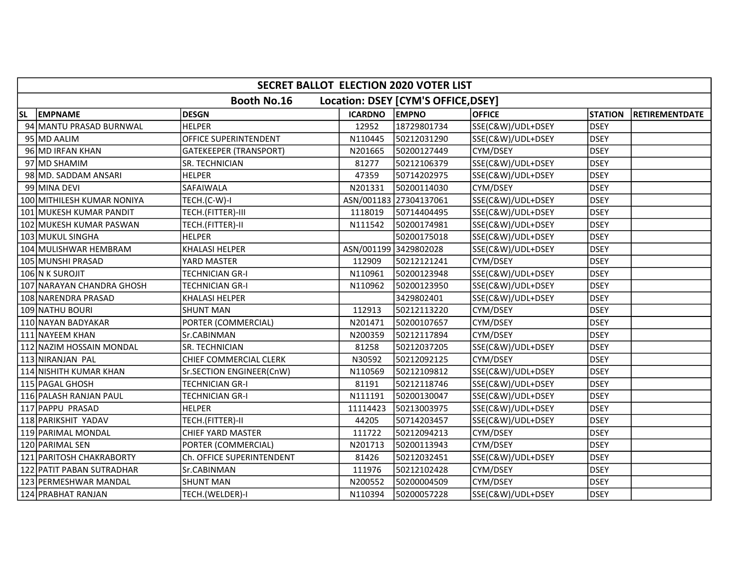| SECRET BALLOT ELECTION 2020 VOTER LIST | | | | | | | |
|---|---|---|---|---|---|---|---|
| Booth No.16 Location: DSEY [CYM'S OFFICE,DSEY] | | | | | | | |
| SL | EMPNAME | DESGN | ICARDNO | EMPNO | OFFICE | STATION | RETIREMENTDATE |
| 94 | MANTU PRASAD BURNWAL | HELPER | 12952 | 18729801734 | SSE(C&W)/UDL+DSEY | DSEY | |
| 95 | MD AALIM | OFFICE SUPERINTENDENT | N110445 | 50212031290 | SSE(C&W)/UDL+DSEY | DSEY | |
| 96 | MD IRFAN KHAN | GATEKEEPER (TRANSPORT) | N201665 | 50200127449 | CYM/DSEY | DSEY | |
| 97 | MD SHAMIM | SR. TECHNICIAN | 81277 | 50212106379 | SSE(C&W)/UDL+DSEY | DSEY | |
| 98 | MD. SADDAM ANSARI | HELPER | 47359 | 50714202975 | SSE(C&W)/UDL+DSEY | DSEY | |
| 99 | MINA DEVI | SAFAIWALA | N201331 | 50200114030 | CYM/DSEY | DSEY | |
| 100 | MITHILESH KUMAR NONIYA | TECH.(C-W)-I | ASN/001183 | 27304137061 | SSE(C&W)/UDL+DSEY | DSEY | |
| 101 | MUKESH KUMAR PANDIT | TECH.(FITTER)-III | 1118019 | 50714404495 | SSE(C&W)/UDL+DSEY | DSEY | |
| 102 | MUKESH KUMAR PASWAN | TECH.(FITTER)-II | N111542 | 50200174981 | SSE(C&W)/UDL+DSEY | DSEY | |
| 103 | MUKUL SINGHA | HELPER | | 50200175018 | SSE(C&W)/UDL+DSEY | DSEY | |
| 104 | MULISHWAR HEMBRAM | KHALASI HELPER | ASN/001199 | 3429802028 | SSE(C&W)/UDL+DSEY | DSEY | |
| 105 | MUNSHI PRASAD | YARD MASTER | 112909 | 50212121241 | CYM/DSEY | DSEY | |
| 106 | N K SUROJIT | TECHNICIAN GR-I | N110961 | 50200123948 | SSE(C&W)/UDL+DSEY | DSEY | |
| 107 | NARAYAN CHANDRA GHOSH | TECHNICIAN GR-I | N110962 | 50200123950 | SSE(C&W)/UDL+DSEY | DSEY | |
| 108 | NARENDRA PRASAD | KHALASI HELPER | | 3429802401 | SSE(C&W)/UDL+DSEY | DSEY | |
| 109 | NATHU BOURI | SHUNT MAN | 112913 | 50212113220 | CYM/DSEY | DSEY | |
| 110 | NAYAN BADYAKAR | PORTER (COMMERCIAL) | N201471 | 50200107657 | CYM/DSEY | DSEY | |
| 111 | NAYEEM KHAN | Sr.CABINMAN | N200359 | 50212117894 | CYM/DSEY | DSEY | |
| 112 | NAZIM HOSSAIN MONDAL | SR. TECHNICIAN | 81258 | 50212037205 | SSE(C&W)/UDL+DSEY | DSEY | |
| 113 | NIRANJAN PAL | CHIEF COMMERCIAL CLERK | N30592 | 50212092125 | CYM/DSEY | DSEY | |
| 114 | NISHITH KUMAR KHAN | Sr.SECTION ENGINEER(CnW) | N110569 | 50212109812 | SSE(C&W)/UDL+DSEY | DSEY | |
| 115 | PAGAL GHOSH | TECHNICIAN GR-I | 81191 | 50212118746 | SSE(C&W)/UDL+DSEY | DSEY | |
| 116 | PALASH RANJAN PAUL | TECHNICIAN GR-I | N111191 | 50200130047 | SSE(C&W)/UDL+DSEY | DSEY | |
| 117 | PAPPU PRASAD | HELPER | 11114423 | 50213003975 | SSE(C&W)/UDL+DSEY | DSEY | |
| 118 | PARIKSHIT YADAV | TECH.(FITTER)-II | 44205 | 50714203457 | SSE(C&W)/UDL+DSEY | DSEY | |
| 119 | PARIMAL MONDAL | CHIEF YARD MASTER | 111722 | 50212094213 | CYM/DSEY | DSEY | |
| 120 | PARIMAL SEN | PORTER (COMMERCIAL) | N201713 | 50200113943 | CYM/DSEY | DSEY | |
| 121 | PARITOSH CHAKRABORTY | Ch. OFFICE SUPERINTENDENT | 81426 | 50212032451 | SSE(C&W)/UDL+DSEY | DSEY | |
| 122 | PATIT PABAN SUTRADHAR | Sr.CABINMAN | 111976 | 50212102428 | CYM/DSEY | DSEY | |
| 123 | PERMESHWAR MANDAL | SHUNT MAN | N200552 | 50200004509 | CYM/DSEY | DSEY | |
| 124 | PRABHAT RANJAN | TECH.(WELDER)-I | N110394 | 50200057228 | SSE(C&W)/UDL+DSEY | DSEY | |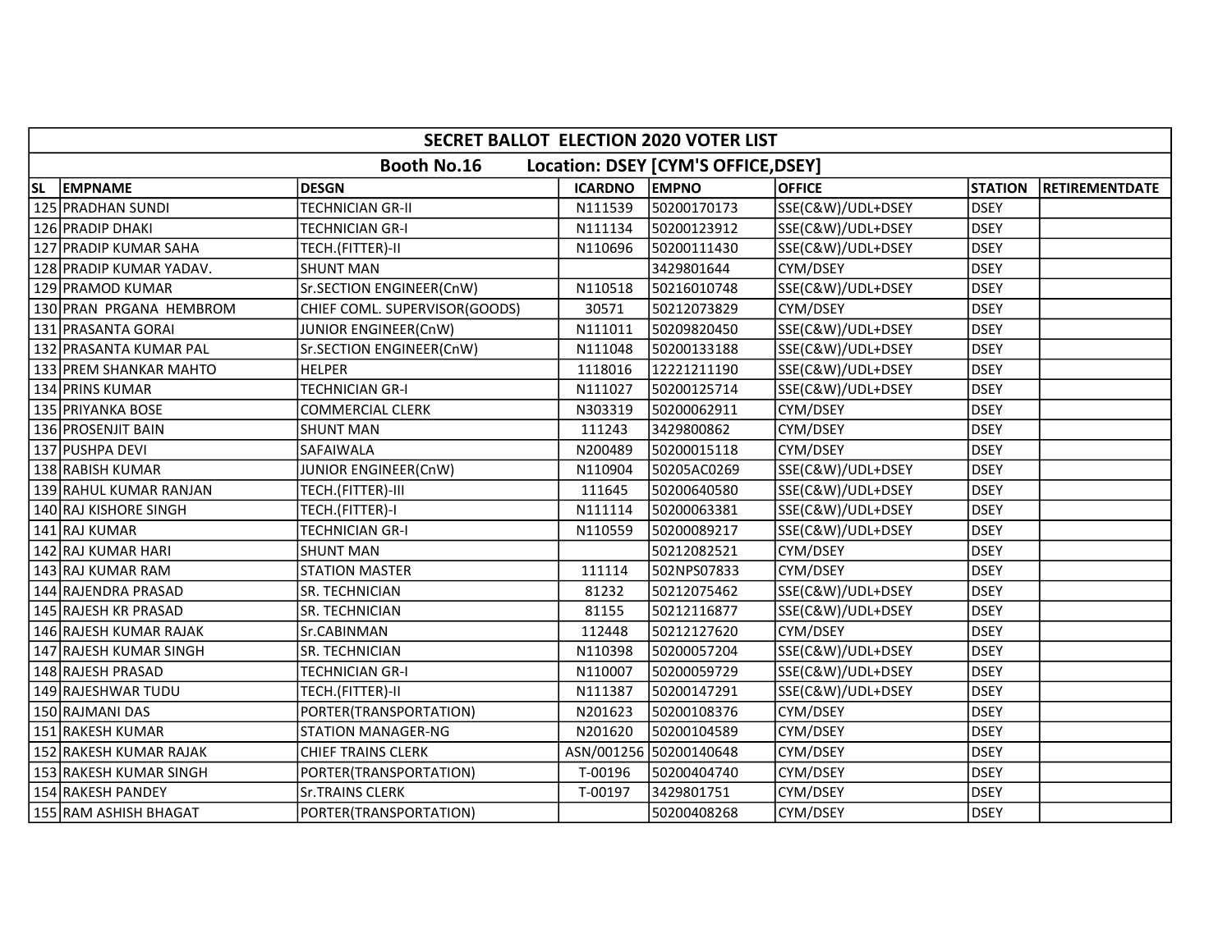| SECRET BALLOT ELECTION 2020 VOTER LIST | | | | | | | |
|---|---|---|---|---|---|---|---|
| Booth No.16 Location: DSEY [CYM'S OFFICE,DSEY] | | | | | | | |
| SL | EMPNAME | DESGN | ICARDNO | EMPNO | OFFICE | STATION | RETIREMENTDATE |
| 125 | PRADHAN SUNDI | TECHNICIAN GR-II | N111539 | 50200170173 | SSE(C&W)/UDL+DSEY | DSEY | |
| 126 | PRADIP DHAKI | TECHNICIAN GR-I | N111134 | 50200123912 | SSE(C&W)/UDL+DSEY | DSEY | |
| 127 | PRADIP KUMAR SAHA | TECH.(FITTER)-II | N110696 | 50200111430 | SSE(C&W)/UDL+DSEY | DSEY | |
| 128 | PRADIP KUMAR YADAV. | SHUNT MAN | | 3429801644 | CYM/DSEY | DSEY | |
| 129 | PRAMOD KUMAR | Sr.SECTION ENGINEER(CnW) | N110518 | 50216010748 | SSE(C&W)/UDL+DSEY | DSEY | |
| 130 | PRAN PRGANA HEMBROM | CHIEF COML. SUPERVISOR(GOODS) | 30571 | 50212073829 | CYM/DSEY | DSEY | |
| 131 | PRASANTA GORAI | JUNIOR ENGINEER(CnW) | N111011 | 50209820450 | SSE(C&W)/UDL+DSEY | DSEY | |
| 132 | PRASANTA KUMAR PAL | Sr.SECTION ENGINEER(CnW) | N111048 | 50200133188 | SSE(C&W)/UDL+DSEY | DSEY | |
| 133 | PREM SHANKAR MAHTO | HELPER | 1118016 | 12221211190 | SSE(C&W)/UDL+DSEY | DSEY | |
| 134 | PRINS KUMAR | TECHNICIAN GR-I | N111027 | 50200125714 | SSE(C&W)/UDL+DSEY | DSEY | |
| 135 | PRIYANKA BOSE | COMMERCIAL CLERK | N303319 | 50200062911 | CYM/DSEY | DSEY | |
| 136 | PROSENJIT BAIN | SHUNT MAN | 111243 | 3429800862 | CYM/DSEY | DSEY | |
| 137 | PUSHPA DEVI | SAFAIWALA | N200489 | 50200015118 | CYM/DSEY | DSEY | |
| 138 | RABISH KUMAR | JUNIOR ENGINEER(CnW) | N110904 | 50205AC0269 | SSE(C&W)/UDL+DSEY | DSEY | |
| 139 | RAHUL KUMAR RANJAN | TECH.(FITTER)-III | 111645 | 50200640580 | SSE(C&W)/UDL+DSEY | DSEY | |
| 140 | RAJ KISHORE SINGH | TECH.(FITTER)-I | N111114 | 50200063381 | SSE(C&W)/UDL+DSEY | DSEY | |
| 141 | RAJ KUMAR | TECHNICIAN GR-I | N110559 | 50200089217 | SSE(C&W)/UDL+DSEY | DSEY | |
| 142 | RAJ KUMAR HARI | SHUNT MAN | | 50212082521 | CYM/DSEY | DSEY | |
| 143 | RAJ KUMAR RAM | STATION MASTER | 111114 | 502NPS07833 | CYM/DSEY | DSEY | |
| 144 | RAJENDRA PRASAD | SR. TECHNICIAN | 81232 | 50212075462 | SSE(C&W)/UDL+DSEY | DSEY | |
| 145 | RAJESH KR PRASAD | SR. TECHNICIAN | 81155 | 50212116877 | SSE(C&W)/UDL+DSEY | DSEY | |
| 146 | RAJESH KUMAR RAJAK | Sr.CABINMAN | 112448 | 50212127620 | CYM/DSEY | DSEY | |
| 147 | RAJESH KUMAR SINGH | SR. TECHNICIAN | N110398 | 50200057204 | SSE(C&W)/UDL+DSEY | DSEY | |
| 148 | RAJESH PRASAD | TECHNICIAN GR-I | N110007 | 50200059729 | SSE(C&W)/UDL+DSEY | DSEY | |
| 149 | RAJESHWAR TUDU | TECH.(FITTER)-II | N111387 | 50200147291 | SSE(C&W)/UDL+DSEY | DSEY | |
| 150 | RAJMANI DAS | PORTER(TRANSPORTATION) | N201623 | 50200108376 | CYM/DSEY | DSEY | |
| 151 | RAKESH KUMAR | STATION MANAGER-NG | N201620 | 50200104589 | CYM/DSEY | DSEY | |
| 152 | RAKESH KUMAR RAJAK | CHIEF TRAINS CLERK | ASN/001256 | 50200140648 | CYM/DSEY | DSEY | |
| 153 | RAKESH KUMAR SINGH | PORTER(TRANSPORTATION) | T-00196 | 50200404740 | CYM/DSEY | DSEY | |
| 154 | RAKESH PANDEY | Sr.TRAINS CLERK | T-00197 | 3429801751 | CYM/DSEY | DSEY | |
| 155 | RAM ASHISH BHAGAT | PORTER(TRANSPORTATION) | | 50200408268 | CYM/DSEY | DSEY | |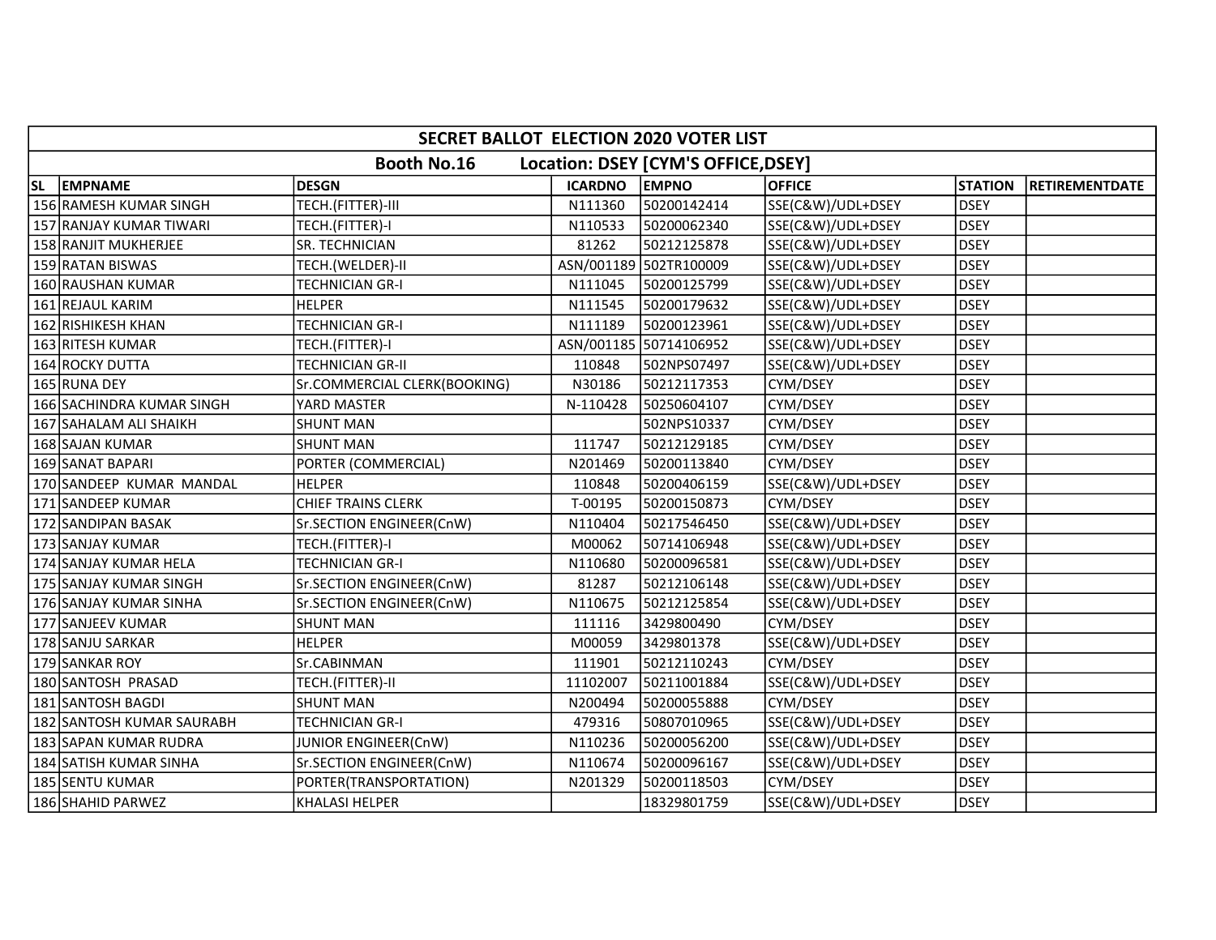## SECRET BALLOT ELECTION 2020 VOTER LIST

### Booth No.16 Location: DSEY [CYM'S OFFICE,DSEY]

| SL | EMPNAME | DESGN | ICARDNO | EMPNO | OFFICE | STATION | RETIREMENTDATE |
|---|---|---|---|---|---|---|---|
| 156 | RAMESH KUMAR SINGH | TECH.(FITTER)-III | N111360 | 50200142414 | SSE(C&W)/UDL+DSEY | DSEY | |
| 157 | RANJAY KUMAR TIWARI | TECH.(FITTER)-I | N110533 | 50200062340 | SSE(C&W)/UDL+DSEY | DSEY | |
| 158 | RANJIT MUKHERJEE | SR. TECHNICIAN | 81262 | 50212125878 | SSE(C&W)/UDL+DSEY | DSEY | |
| 159 | RATAN BISWAS | TECH.(WELDER)-II | ASN/001189 | 502TR100009 | SSE(C&W)/UDL+DSEY | DSEY | |
| 160 | RAUSHAN KUMAR | TECHNICIAN GR-I | N111045 | 50200125799 | SSE(C&W)/UDL+DSEY | DSEY | |
| 161 | REJAUL KARIM | HELPER | N111545 | 50200179632 | SSE(C&W)/UDL+DSEY | DSEY | |
| 162 | RISHIKESH KHAN | TECHNICIAN GR-I | N111189 | 50200123961 | SSE(C&W)/UDL+DSEY | DSEY | |
| 163 | RITESH KUMAR | TECH.(FITTER)-I | ASN/001185 | 50714106952 | SSE(C&W)/UDL+DSEY | DSEY | |
| 164 | ROCKY DUTTA | TECHNICIAN GR-II | 110848 | 502NPS07497 | SSE(C&W)/UDL+DSEY | DSEY | |
| 165 | RUNA DEY | Sr.COMMERCIAL CLERK(BOOKING) | N30186 | 50212117353 | CYM/DSEY | DSEY | |
| 166 | SACHINDRA KUMAR SINGH | YARD MASTER | N-110428 | 50250604107 | CYM/DSEY | DSEY | |
| 167 | SAHALAM ALI SHAIKH | SHUNT MAN | | 502NPS10337 | CYM/DSEY | DSEY | |
| 168 | SAJAN KUMAR | SHUNT MAN | 111747 | 50212129185 | CYM/DSEY | DSEY | |
| 169 | SANAT BAPARI | PORTER (COMMERCIAL) | N201469 | 50200113840 | CYM/DSEY | DSEY | |
| 170 | SANDEEP KUMAR MANDAL | HELPER | 110848 | 50200406159 | SSE(C&W)/UDL+DSEY | DSEY | |
| 171 | SANDEEP KUMAR | CHIEF TRAINS CLERK | T-00195 | 50200150873 | CYM/DSEY | DSEY | |
| 172 | SANDIPAN BASAK | Sr.SECTION ENGINEER(CnW) | N110404 | 50217546450 | SSE(C&W)/UDL+DSEY | DSEY | |
| 173 | SANJAY KUMAR | TECH.(FITTER)-I | M00062 | 50714106948 | SSE(C&W)/UDL+DSEY | DSEY | |
| 174 | SANJAY KUMAR HELA | TECHNICIAN GR-I | N110680 | 50200096581 | SSE(C&W)/UDL+DSEY | DSEY | |
| 175 | SANJAY KUMAR SINGH | Sr.SECTION ENGINEER(CnW) | 81287 | 50212106148 | SSE(C&W)/UDL+DSEY | DSEY | |
| 176 | SANJAY KUMAR SINHA | Sr.SECTION ENGINEER(CnW) | N110675 | 50212125854 | SSE(C&W)/UDL+DSEY | DSEY | |
| 177 | SANJEEV KUMAR | SHUNT MAN | 111116 | 3429800490 | CYM/DSEY | DSEY | |
| 178 | SANJU SARKAR | HELPER | M00059 | 3429801378 | SSE(C&W)/UDL+DSEY | DSEY | |
| 179 | SANKAR ROY | Sr.CABINMAN | 111901 | 50212110243 | CYM/DSEY | DSEY | |
| 180 | SANTOSH PRASAD | TECH.(FITTER)-II | 11102007 | 50211001884 | SSE(C&W)/UDL+DSEY | DSEY | |
| 181 | SANTOSH BAGDI | SHUNT MAN | N200494 | 50200055888 | CYM/DSEY | DSEY | |
| 182 | SANTOSH KUMAR SAURABH | TECHNICIAN GR-I | 479316 | 50807010965 | SSE(C&W)/UDL+DSEY | DSEY | |
| 183 | SAPAN KUMAR RUDRA | JUNIOR ENGINEER(CnW) | N110236 | 50200056200 | SSE(C&W)/UDL+DSEY | DSEY | |
| 184 | SATISH KUMAR SINHA | Sr.SECTION ENGINEER(CnW) | N110674 | 50200096167 | SSE(C&W)/UDL+DSEY | DSEY | |
| 185 | SENTU KUMAR | PORTER(TRANSPORTATION) | N201329 | 50200118503 | CYM/DSEY | DSEY | |
| 186 | SHAHID PARWEZ | KHALASI HELPER | | 18329801759 | SSE(C&W)/UDL+DSEY | DSEY | |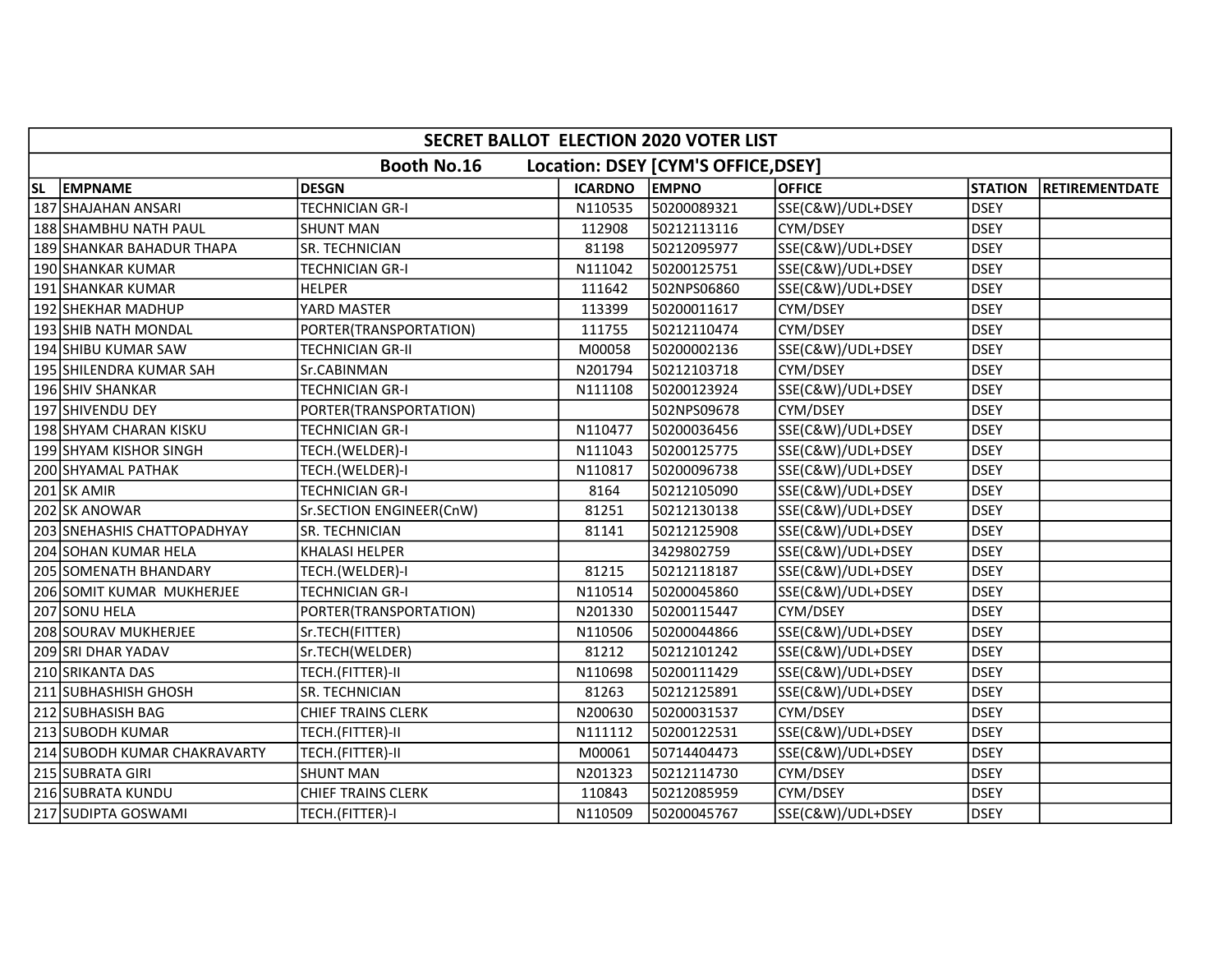| SECRET BALLOT ELECTION 2020 VOTER LIST | | | | | | | |
|---|---|---|---|---|---|---|---|
| Booth No.16 Location: DSEY [CYM'S OFFICE,DSEY] | | | | | | | |
| SL | EMPNAME | DESGN | ICARDNO | EMPNO | OFFICE | STATION | RETIREMENTDATE |
| 187 | SHAJAHAN ANSARI | TECHNICIAN GR-I | N110535 | 50200089321 | SSE(C&W)/UDL+DSEY | DSEY | |
| 188 | SHAMBHU NATH PAUL | SHUNT MAN | 112908 | 50212113116 | CYM/DSEY | DSEY | |
| 189 | SHANKAR BAHADUR THAPA | SR. TECHNICIAN | 81198 | 50212095977 | SSE(C&W)/UDL+DSEY | DSEY | |
| 190 | SHANKAR KUMAR | TECHNICIAN GR-I | N111042 | 50200125751 | SSE(C&W)/UDL+DSEY | DSEY | |
| 191 | SHANKAR KUMAR | HELPER | 111642 | 502NPS06860 | SSE(C&W)/UDL+DSEY | DSEY | |
| 192 | SHEKHAR MADHUP | YARD MASTER | 113399 | 50200011617 | CYM/DSEY | DSEY | |
| 193 | SHIB NATH MONDAL | PORTER(TRANSPORTATION) | 111755 | 50212110474 | CYM/DSEY | DSEY | |
| 194 | SHIBU KUMAR SAW | TECHNICIAN GR-II | M00058 | 50200002136 | SSE(C&W)/UDL+DSEY | DSEY | |
| 195 | SHILENDRA KUMAR SAH | Sr.CABINMAN | N201794 | 50212103718 | CYM/DSEY | DSEY | |
| 196 | SHIV SHANKAR | TECHNICIAN GR-I | N111108 | 50200123924 | SSE(C&W)/UDL+DSEY | DSEY | |
| 197 | SHIVENDU DEY | PORTER(TRANSPORTATION) | | 502NPS09678 | CYM/DSEY | DSEY | |
| 198 | SHYAM CHARAN KISKU | TECHNICIAN GR-I | N110477 | 50200036456 | SSE(C&W)/UDL+DSEY | DSEY | |
| 199 | SHYAM KISHOR SINGH | TECH.(WELDER)-I | N111043 | 50200125775 | SSE(C&W)/UDL+DSEY | DSEY | |
| 200 | SHYAMAL PATHAK | TECH.(WELDER)-I | N110817 | 50200096738 | SSE(C&W)/UDL+DSEY | DSEY | |
| 201 | SK AMIR | TECHNICIAN GR-I | 8164 | 50212105090 | SSE(C&W)/UDL+DSEY | DSEY | |
| 202 | SK ANOWAR | Sr.SECTION ENGINEER(CnW) | 81251 | 50212130138 | SSE(C&W)/UDL+DSEY | DSEY | |
| 203 | SNEHASHIS CHATTOPADHYAY | SR. TECHNICIAN | 81141 | 50212125908 | SSE(C&W)/UDL+DSEY | DSEY | |
| 204 | SOHAN KUMAR HELA | KHALASI HELPER | | 3429802759 | SSE(C&W)/UDL+DSEY | DSEY | |
| 205 | SOMENATH BHANDARY | TECH.(WELDER)-I | 81215 | 50212118187 | SSE(C&W)/UDL+DSEY | DSEY | |
| 206 | SOMIT KUMAR MUKHERJEE | TECHNICIAN GR-I | N110514 | 50200045860 | SSE(C&W)/UDL+DSEY | DSEY | |
| 207 | SONU HELA | PORTER(TRANSPORTATION) | N201330 | 50200115447 | CYM/DSEY | DSEY | |
| 208 | SOURAV MUKHERJEE | Sr.TECH(FITTER) | N110506 | 50200044866 | SSE(C&W)/UDL+DSEY | DSEY | |
| 209 | SRI DHAR YADAV | Sr.TECH(WELDER) | 81212 | 50212101242 | SSE(C&W)/UDL+DSEY | DSEY | |
| 210 | SRIKANTA DAS | TECH.(FITTER)-II | N110698 | 50200111429 | SSE(C&W)/UDL+DSEY | DSEY | |
| 211 | SUBHASHISH GHOSH | SR. TECHNICIAN | 81263 | 50212125891 | SSE(C&W)/UDL+DSEY | DSEY | |
| 212 | SUBHASISH BAG | CHIEF TRAINS CLERK | N200630 | 50200031537 | CYM/DSEY | DSEY | |
| 213 | SUBODH KUMAR | TECH.(FITTER)-II | N111112 | 50200122531 | SSE(C&W)/UDL+DSEY | DSEY | |
| 214 | SUBODH KUMAR CHAKRAVARTY | TECH.(FITTER)-II | M00061 | 50714404473 | SSE(C&W)/UDL+DSEY | DSEY | |
| 215 | SUBRATA GIRI | SHUNT MAN | N201323 | 50212114730 | CYM/DSEY | DSEY | |
| 216 | SUBRATA KUNDU | CHIEF TRAINS CLERK | 110843 | 50212085959 | CYM/DSEY | DSEY | |
| 217 | SUDIPTA GOSWAMI | TECH.(FITTER)-I | N110509 | 50200045767 | SSE(C&W)/UDL+DSEY | DSEY | |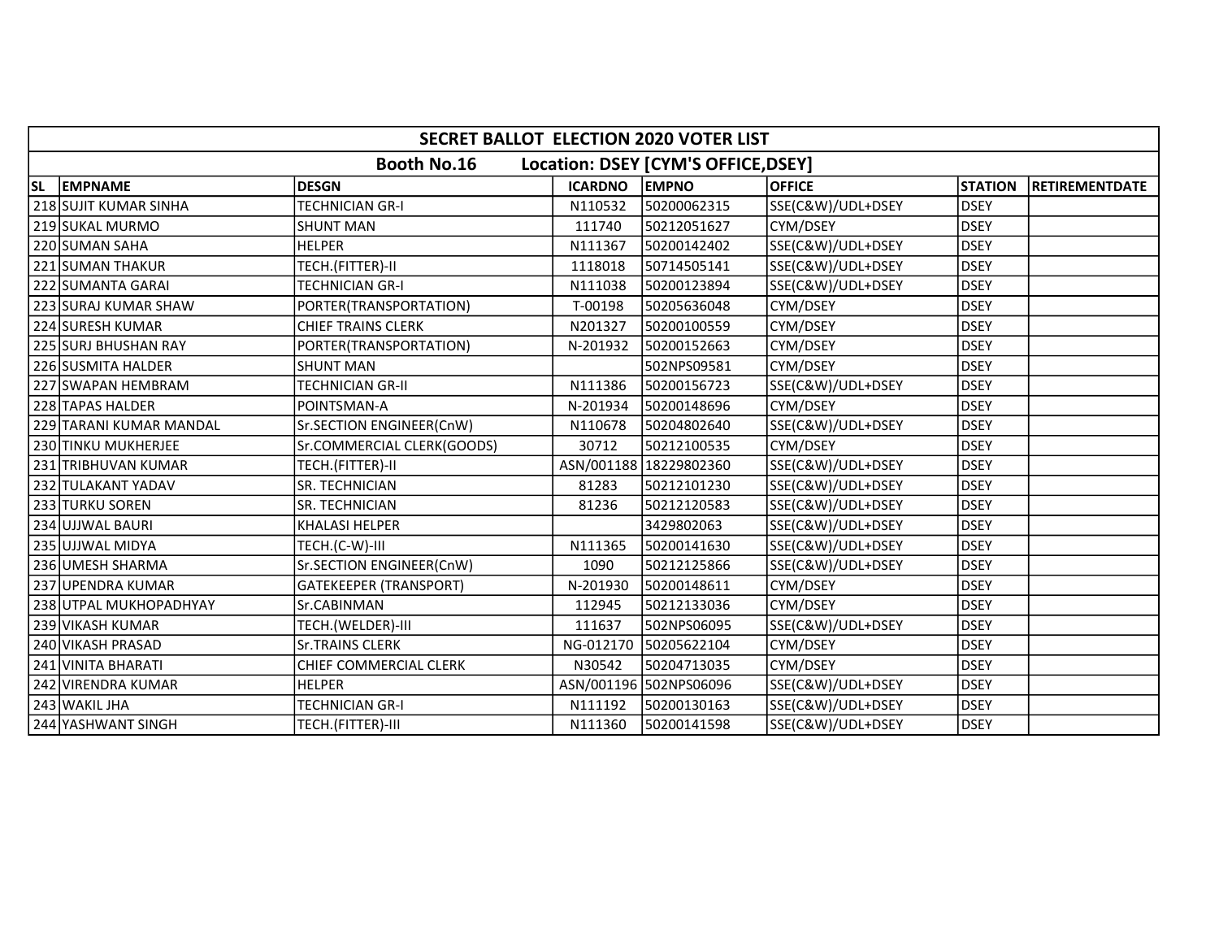| SECRET BALLOT ELECTION 2020 VOTER LIST | | | | | | | |
|---|---|---|---|---|---|---|---|
| Booth No.16 Location: DSEY [CYM'S OFFICE,DSEY] | | | | | | | |
| SL | EMPNAME | DESGN | ICARDNO | EMPNO | OFFICE | STATION | RETIREMENTDATE |
| 218 | SUJIT KUMAR SINHA | TECHNICIAN GR-I | N110532 | 50200062315 | SSE(C&W)/UDL+DSEY | DSEY | |
| 219 | SUKAL MURMO | SHUNT MAN | 111740 | 50212051627 | CYM/DSEY | DSEY | |
| 220 | SUMAN SAHA | HELPER | N111367 | 50200142402 | SSE(C&W)/UDL+DSEY | DSEY | |
| 221 | SUMAN THAKUR | TECH.(FITTER)-II | 1118018 | 50714505141 | SSE(C&W)/UDL+DSEY | DSEY | |
| 222 | SUMANTA GARAI | TECHNICIAN GR-I | N111038 | 50200123894 | SSE(C&W)/UDL+DSEY | DSEY | |
| 223 | SURAJ KUMAR SHAW | PORTER(TRANSPORTATION) | T-00198 | 50205636048 | CYM/DSEY | DSEY | |
| 224 | SURESH KUMAR | CHIEF TRAINS CLERK | N201327 | 50200100559 | CYM/DSEY | DSEY | |
| 225 | SURJ BHUSHAN RAY | PORTER(TRANSPORTATION) | N-201932 | 50200152663 | CYM/DSEY | DSEY | |
| 226 | SUSMITA HALDER | SHUNT MAN | | 502NPS09581 | CYM/DSEY | DSEY | |
| 227 | SWAPAN HEMBRAM | TECHNICIAN GR-II | N111386 | 50200156723 | SSE(C&W)/UDL+DSEY | DSEY | |
| 228 | TAPAS HALDER | POINTSMAN-A | N-201934 | 50200148696 | CYM/DSEY | DSEY | |
| 229 | TARANI KUMAR MANDAL | Sr.SECTION ENGINEER(CnW) | N110678 | 50204802640 | SSE(C&W)/UDL+DSEY | DSEY | |
| 230 | TINKU MUKHERJEE | Sr.COMMERCIAL CLERK(GOODS) | 30712 | 50212100535 | CYM/DSEY | DSEY | |
| 231 | TRIBHUVAN KUMAR | TECH.(FITTER)-II | ASN/001188 | 18229802360 | SSE(C&W)/UDL+DSEY | DSEY | |
| 232 | TULAKANT YADAV | SR. TECHNICIAN | 81283 | 50212101230 | SSE(C&W)/UDL+DSEY | DSEY | |
| 233 | TURKU SOREN | SR. TECHNICIAN | 81236 | 50212120583 | SSE(C&W)/UDL+DSEY | DSEY | |
| 234 | UJJWAL BAURI | KHALASI HELPER | | 3429802063 | SSE(C&W)/UDL+DSEY | DSEY | |
| 235 | UJJWAL MIDYA | TECH.(C-W)-III | N111365 | 50200141630 | SSE(C&W)/UDL+DSEY | DSEY | |
| 236 | UMESH SHARMA | Sr.SECTION ENGINEER(CnW) | 1090 | 50212125866 | SSE(C&W)/UDL+DSEY | DSEY | |
| 237 | UPENDRA KUMAR | GATEKEEPER (TRANSPORT) | N-201930 | 50200148611 | CYM/DSEY | DSEY | |
| 238 | UTPAL MUKHOPADHYAY | Sr.CABINMAN | 112945 | 50212133036 | CYM/DSEY | DSEY | |
| 239 | VIKASH KUMAR | TECH.(WELDER)-III | 111637 | 502NPS06095 | SSE(C&W)/UDL+DSEY | DSEY | |
| 240 | VIKASH PRASAD | Sr.TRAINS CLERK | NG-012170 | 50205622104 | CYM/DSEY | DSEY | |
| 241 | VINITA BHARATI | CHIEF COMMERCIAL CLERK | N30542 | 50204713035 | CYM/DSEY | DSEY | |
| 242 | VIRENDRA KUMAR | HELPER | ASN/001196 | 502NPS06096 | SSE(C&W)/UDL+DSEY | DSEY | |
| 243 | WAKIL JHA | TECHNICIAN GR-I | N111192 | 50200130163 | SSE(C&W)/UDL+DSEY | DSEY | |
| 244 | YASHWANT SINGH | TECH.(FITTER)-III | N111360 | 50200141598 | SSE(C&W)/UDL+DSEY | DSEY | |